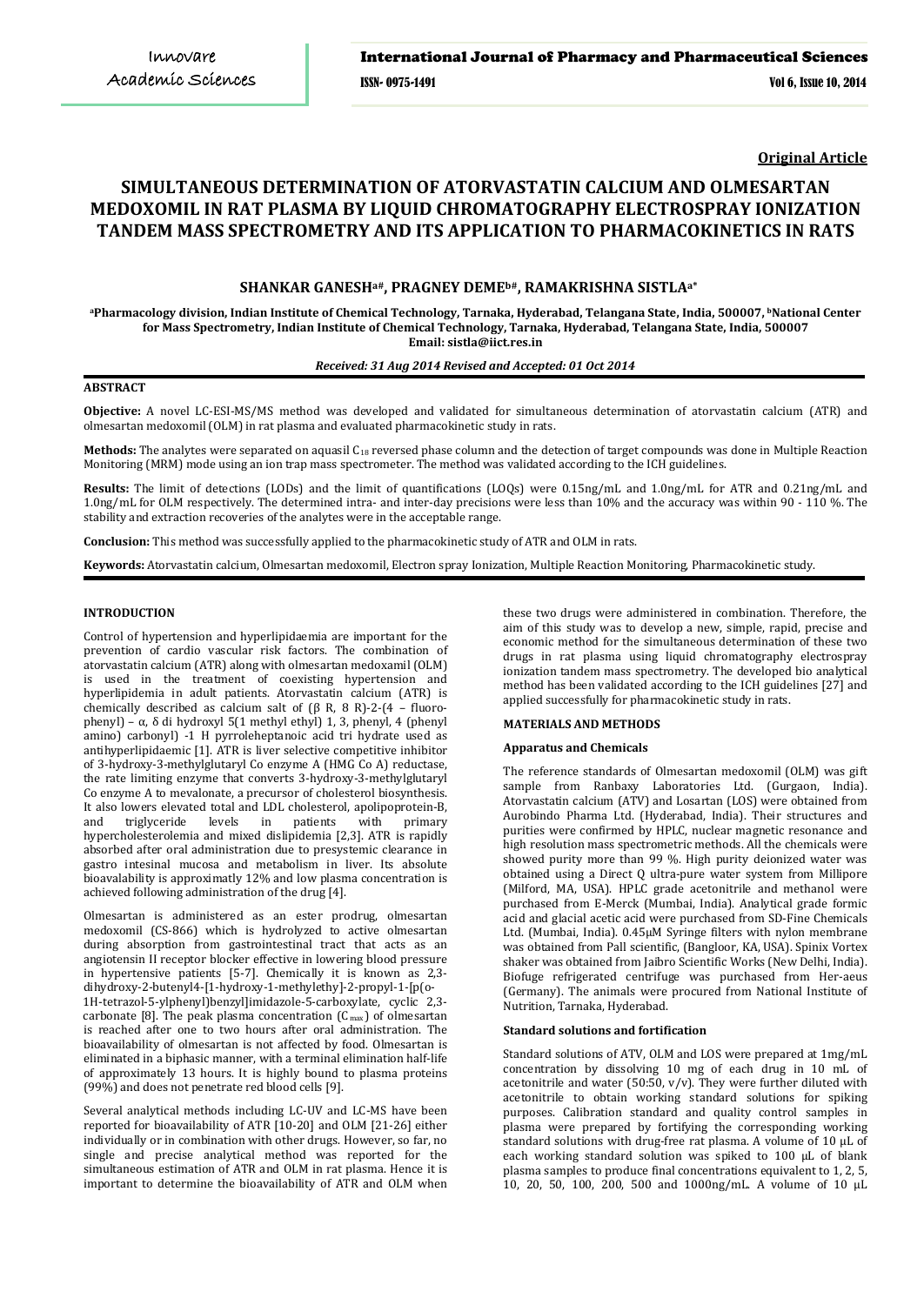Original Article

# SIMULTANEOUS DETERMINATION OF ATORVASTATIN CALCIUM AND OLMESARTAN MEDOXOMIL IN RAT PLASMA BY LIQUID CHROMATOGRAPHY ELECTROSPRAY IONIZATION TANDEM MASS SPECTROMETRY AND ITS APPLICATION TO PHARMACOKINETICS IN RATS

**SHANKAR GANESH[a#], PRAGNEY DEME[b#], RAMAKRISHNA SISTLA[a*]**

[a]Pharmacology division, Indian Institute of Chemical Technology, Tarnaka, Hyderabad, Telangana State, India, 500007, [b]National Center for Mass Spectrometry, Indian Institute of Chemical Technology, Tarnaka, Hyderabad, Telangana State, India, 500007
Email: sistla@iict.res.in

*Received: 31 Aug 2014 Revised and Accepted: 01 Oct 2014*

## ABSTRACT

**Objective:** A novel LC-ESI-MS/MS method was developed and validated for simultaneous determination of atorvastatin calcium (ATR) and olmesartan medoxomil (OLM) in rat plasma and evaluated pharmacokinetic study in rats.

**Methods:** The analytes were separated on aquasil $C_{18}$ reversed phase column and the detection of target compounds was done in Multiple Reaction Monitoring (MRM) mode using an ion trap mass spectrometer. The method was validated according to the ICH guidelines.

**Results:** The limit of detections (LODs) and the limit of quantifications (LOQs) were 0.15ng/mL and 1.0ng/mL for ATR and 0.21ng/mL and 1.0ng/mL for OLM respectively. The determined intra- and inter-day precisions were less than 10% and the accuracy was within 90 - 110 %. The stability and extraction recoveries of the analytes were in the acceptable range.

**Conclusion:** This method was successfully applied to the pharmacokinetic study of ATR and OLM in rats.

**Keywords:** Atorvastatin calcium, Olmesartan medoxomil, Electron spray Ionization, Multiple Reaction Monitoring, Pharmacokinetic study.

## INTRODUCTION

Control of hypertension and hyperlipidaemia are important for the prevention of cardio vascular risk factors. The combination of atorvastatin calcium (ATR) along with olmesartan medoxamil (OLM) is used in the treatment of coexisting hypertension and hyperlipidemia in adult patients. Atorvastatin calcium (ATR) is chemically described as calcium salt of (β R, 8 R)-2-(4 – fluoro-phenyl) – α, δ di hydroxyl 5(1 methyl ethyl) 1, 3, phenyl, 4 (phenyl amino) carbonyl) -1 H pyrroleheptanoic acid tri hydrate used as antihyperlipidaemic [1]. ATR is liver selective competitive inhibitor of 3-hydroxy-3-methylglutaryl Co enzyme A (HMG Co A) reductase, the rate limiting enzyme that converts 3-hydroxy-3-methylglutaryl Co enzyme A to mevalonate, a precursor of cholesterol biosynthesis. It also lowers elevated total and LDL cholesterol, apolipoprotein-B, and triglyceride levels in patients with primary hypercholesterolemia and mixed dislipidemia [2,3]. ATR is rapidly absorbed after oral administration due to presystemic clearance in gastro intesinal mucosa and metabolism in liver. Its absolute bioavailability is approximatly 12% and low plasma concentration is achieved following administration of the drug [4].

Olmesartan is administered as an ester prodrug, olmesartan medoxomil (CS-866) which is hydrolyzed to active olmesartan during absorption from gastrointestinal tract that acts as an angiotensin II receptor blocker effective in lowering blood pressure in hypertensive patients [5-7]. Chemically it is known as 2,3-dihydroxy-2-butenyl4-[1-hydroxy-1-methylethy]-2-propyl-1-[p(o-1H-tetrazol-5-ylphenyl)benzyl]imidazole-5-carboxylate, cyclic 2,3-carbonate [8]. The peak plasma concentration ($C_{max}$) of olmesartan is reached after one to two hours after oral administration. The bioavailability of olmesartan is not affected by food. Olmesartan is eliminated in a biphasic manner, with a terminal elimination half-life of approximately 13 hours. It is highly bound to plasma proteins (99%) and does not penetrate red blood cells [9].

Several analytical methods including LC-UV and LC-MS have been reported for bioavailability of ATR [10-20] and OLM [21-26] either individually or in combination with other drugs. However, so far, no single and precise analytical method was reported for the simultaneous estimation of ATR and OLM in rat plasma. Hence it is important to determine the bioavailability of ATR and OLM when these two drugs were administered in combination. Therefore, the aim of this study was to develop a new, simple, rapid, precise and economic method for the simultaneous determination of these two drugs in rat plasma using liquid chromatography electrospray ionization tandem mass spectrometry. The developed bio analytical method has been validated according to the ICH guidelines [27] and applied successfully for pharmacokinetic study in rats.

## MATERIALS AND METHODS

### Apparatus and Chemicals

The reference standards of Olmesartan medoxomil (OLM) was gift sample from Ranbaxy Laboratories Ltd. (Gurgaon, India). Atorvastatin calcium (ATV) and Losartan (LOS) were obtained from Aurobindo Pharma Ltd. (Hyderabad, India). Their structures and purities were confirmed by HPLC, nuclear magnetic resonance and high resolution mass spectrometric methods. All the chemicals were showed purity more than 99 %. High purity deionized water was obtained using a Direct Q ultra-pure water system from Millipore (Milford, MA, USA). HPLC grade acetonitrile and methanol were purchased from E-Merck (Mumbai, India). Analytical grade formic acid and glacial acetic acid were purchased from SD-Fine Chemicals Ltd. (Mumbai, India). 0.45µM Syringe filters with nylon membrane was obtained from Pall scientific, (Bangloor, KA, USA). Spinix Vortex shaker was obtained from Jaibro Scientific Works (New Delhi, India). Biofuge refrigerated centrifuge was purchased from Her-aeus (Germany). The animals were procured from National Institute of Nutrition, Tarnaka, Hyderabad.

### Standard solutions and fortification

Standard solutions of ATV, OLM and LOS were prepared at 1mg/mL concentration by dissolving 10 mg of each drug in 10 mL of acetonitrile and water (50:50, v/v). They were further diluted with acetonitrile to obtain working standard solutions for spiking purposes. Calibration standard and quality control samples in plasma were prepared by fortifying the corresponding working standard solutions with drug-free rat plasma. A volume of 10 µL of each working standard solution was spiked to 100 µL of blank plasma samples to produce final concentrations equivalent to 1, 2, 5, 10, 20, 50, 100, 200, 500 and 1000ng/mL. A volume of 10 µL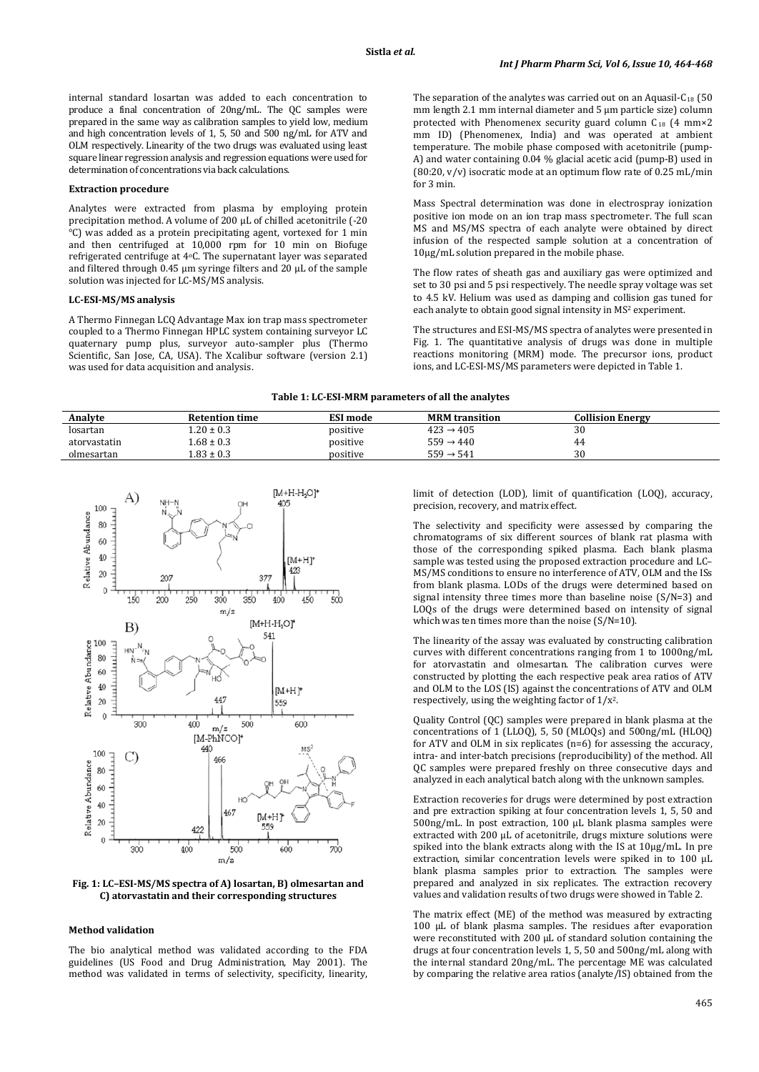internal standard losartan was added to each concentration to produce a final concentration of 20ng/mL. The QC samples were prepared in the same way as calibration samples to yield low, medium and high concentration levels of 1, 5, 50 and 500 ng/mL for ATV and OLM respectively. Linearity of the two drugs was evaluated using least square linear regression analysis and regression equations were used for determination of concentrations via back calculations.

### Extraction procedure

Analytes were extracted from plasma by employing protein precipitation method. A volume of 200 µL of chilled acetonitrile (-20 °C) was added as a protein precipitating agent, vortexed for 1 min and then centrifuged at 10,000 rpm for 10 min on Biofuge refrigerated centrifuge at 4°C. The supernatant layer was separated and filtered through 0.45 µm syringe filters and 20 µL of the sample solution was injected for LC-MS/MS analysis.

### LC-ESI-MS/MS analysis

A Thermo Finnegan LCQ Advantage Max ion trap mass spectrometer coupled to a Thermo Finnegan HPLC system containing surveyor LC quaternary pump plus, surveyor auto-sampler plus (Thermo Scientific, San Jose, CA, USA). The Xcalibur software (version 2.1) was used for data acquisition and analysis.

The separation of the analytes was carried out on an Aquasil-$C_{18}$ (50 mm length 2.1 mm internal diameter and 5 µm particle size) column protected with Phenomenex security guard column $C_{18}$ (4 mm×2 mm ID) (Phenomenex, India) and was operated at ambient temperature. The mobile phase composed with acetonitrile (pump-A) and water containing 0.04 % glacial acetic acid (pump-B) used in (80:20, v/v) isocratic mode at an optimum flow rate of 0.25 mL/min for 3 min.

Mass Spectral determination was done in electrospray ionization positive ion mode on an ion trap mass spectrometer. The full scan MS and MS/MS spectra of each analyte were obtained by direct infusion of the respected sample solution at a concentration of 10µg/mL solution prepared in the mobile phase.

The flow rates of sheath gas and auxiliary gas were optimized and set to 30 psi and 5 psi respectively. The needle spray voltage was set to 4.5 kV. Helium was used as damping and collision gas tuned for each analyte to obtain good signal intensity in $MS^2$ experiment.

The structures and ESI-MS/MS spectra of analytes were presented in Fig. 1. The quantitative analysis of drugs was done in multiple reactions monitoring (MRM) mode. The precursor ions, product ions, and LC-ESI-MS/MS parameters were depicted in Table 1.

**Table 1: LC-ESI-MRM parameters of all the analytes**

| Analyte | Retention time | ESI mode | MRM transition | Collision Energy |
|---|---|---|---|---|
| losartan | 1.20 ± 0.3 | positive | 423 → 405 | 30 |
| atorvastatin | 1.68 ± 0.3 | positive | 559 → 440 | 44 |
| olmesartan | 1.83 ± 0.3 | positive | 559 → 541 | 30 |

**Fig. 1: LC–ESI-MS/MS spectra of A) losartan, B) olmesartan and C) atorvastatin and their corresponding structures**

### Method validation

The bio analytical method was validated according to the FDA guidelines (US Food and Drug Administration, May 2001). The method was validated in terms of selectivity, specificity, linearity, limit of detection (LOD), limit of quantification (LOQ), accuracy, precision, recovery, and matrix effect.

The selectivity and specificity were assessed by comparing the chromatograms of six different sources of blank rat plasma with those of the corresponding spiked plasma. Each blank plasma sample was tested using the proposed extraction procedure and LC–MS/MS conditions to ensure no interference of ATV, OLM and the ISs from blank plasma. LODs of the drugs were determined based on signal intensity three times more than baseline noise (S/N=3) and LOQs of the drugs were determined based on intensity of signal which was ten times more than the noise (S/N=10).

The linearity of the assay was evaluated by constructing calibration curves with different concentrations ranging from 1 to 1000ng/mL for atorvastatin and olmesartan. The calibration curves were constructed by plotting the each respective peak area ratios of ATV and OLM to the LOS (IS) against the concentrations of ATV and OLM respectively, using the weighting factor of $1/x^2$.

Quality Control (QC) samples were prepared in blank plasma at the concentrations of 1 (LLOQ), 5, 50 (MLOQs) and 500ng/mL (HLOQ) for ATV and OLM in six replicates (n=6) for assessing the accuracy, intra- and inter-batch precisions (reproducibility) of the method. All QC samples were prepared freshly on three consecutive days and analyzed in each analytical batch along with the unknown samples.

Extraction recoveries for drugs were determined by post extraction and pre extraction spiking at four concentration levels 1, 5, 50 and 500ng/mL. In post extraction, 100 µL blank plasma samples were extracted with 200 µL of acetonitrile, drugs mixture solutions were spiked into the blank extracts along with the IS at 10µg/mL. In pre extraction, similar concentration levels were spiked in to 100 µL blank plasma samples prior to extraction. The samples were prepared and analyzed in six replicates. The extraction recovery values and validation results of two drugs were showed in Table 2.

The matrix effect (ME) of the method was measured by extracting 100 µL of blank plasma samples. The residues after evaporation were reconstituted with 200 µL of standard solution containing the drugs at four concentration levels 1, 5, 50 and 500ng/mL along with the internal standard 20ng/mL. The percentage ME was calculated by comparing the relative area ratios (analyte/IS) obtained from the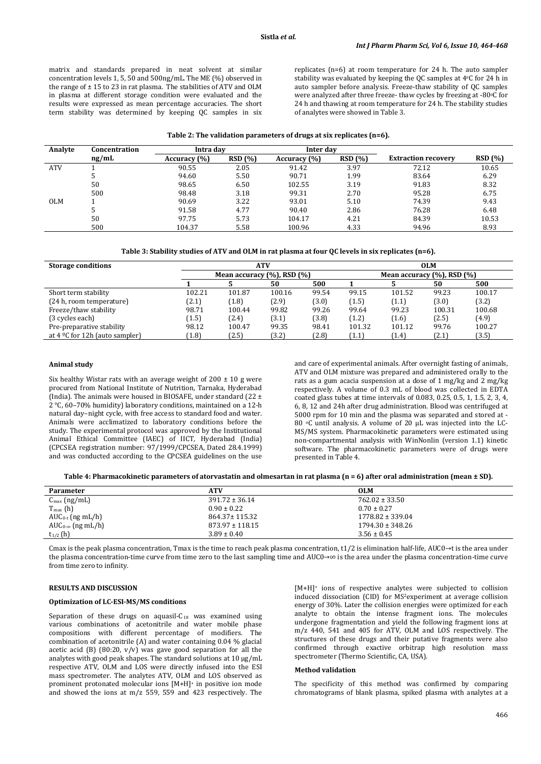matrix and standards prepared in neat solvent at similar concentration levels 1, 5, 50 and 500ng/mL. The ME (%) observed in the range of ± 15 to 23 in rat plasma. The stabilities of ATV and OLM in plasma at different storage condition were evaluated and the results were expressed as mean percentage accuracies. The short term stability was determined by keeping QC samples in six replicates (n=6) at room temperature for 24 h. The auto sampler stability was evaluated by keeping the QC samples at 4°C for 24 h in auto sampler before analysis. Freeze-thaw stability of QC samples were analyzed after three freeze- thaw cycles by freezing at -80°C for 24 h and thawing at room temperature for 24 h. The stability studies of analytes were showed in Table 3.

**Table 2: The validation parameters of drugs at six replicates (n=6).**

| Analyte | Concentration ng/mL | Intra day | | Inter day | | Extraction recovery | RSD (%) |
|---|---|---|---|---|---|---|---|
| | | Accuracy (%) | RSD (%) | Accuracy (%) | RSD (%) | | |
| ATV | 1 | 90.55 | 2.05 | 91.42 | 3.97 | 72.12 | 10.65 |
| | 5 | 94.60 | 5.50 | 90.71 | 1.99 | 83.64 | 6.29 |
| | 50 | 98.65 | 6.50 | 102.55 | 3.19 | 91.83 | 8.32 |
| | 500 | 98.48 | 3.18 | 99.31 | 2.70 | 95.28 | 6.75 |
| OLM | 1 | 90.69 | 3.22 | 93.01 | 5.10 | 74.39 | 9.43 |
| | 5 | 91.58 | 4.77 | 90.40 | 2.86 | 76.28 | 6.48 |
| | 50 | 97.75 | 5.73 | 104.17 | 4.21 | 84.39 | 10.53 |
| | 500 | 104.37 | 5.58 | 100.96 | 4.33 | 94.96 | 8.93 |

**Table 3: Stability studies of ATV and OLM in rat plasma at four QC levels in six replicates (n=6).**

| Storage conditions | ATV | | | | OLM | | | |
|---|---|---|---|---|---|---|---|---|
| | Mean accuracy (%), RSD (%) | | | | Mean accuracy (%), RSD (%) | | | |
| | 1 | 5 | 50 | 500 | 1 | 5 | 50 | 500 |
| Short term stability (24 h, room temperature) | 102.21 (2.1) | 101.87 (1.8) | 100.16 (2.9) | 99.54 (3.0) | 99.15 (1.5) | 101.52 (1.1) | 99.23 (3.0) | 100.17 (3.2) |
| Freeze/thaw stability (3 cycles each) | 98.71 (1.5) | 100.44 (2.4) | 99.82 (3.1) | 99.26 (3.8) | 99.64 (1.2) | 99.23 (1.6) | 100.31 (2.5) | 100.68 (4.9) |
| Pre-preparative stability at 4 ºC for 12h (auto sampler) | 98.12 (1.8) | 100.47 (2.5) | 99.35 (3.2) | 98.41 (2.8) | 101.32 (1.1) | 101.12 (1.4) | 99.76 (2.1) | 100.27 (3.5) |

**Animal study**

Six healthy Wistar rats with an average weight of 200 ± 10 g were procured from National Institute of Nutrition, Tarnaka, Hyderabad (India). The animals were housed in BIOSAFE, under standard (22 ± 2 °C, 60–70% humidity) laboratory conditions, maintained on a 12-h natural day–night cycle, with free access to standard food and water. Animals were acclimatized to laboratory conditions before the study. The experimental protocol was approved by the Institutional Animal Ethical Committee (IAEC) of IICT, Hyderabad (India) (CPCSEA registration number: 97/1999/CPCSEA, Dated 28.4.1999) and was conducted according to the CPCSEA guidelines on the use and care of experimental animals. After overnight fasting of animals, ATV and OLM mixture was prepared and administered orally to the rats as a gum acacia suspension at a dose of 1 mg/kg and 2 mg/kg respectively. A volume of 0.3 mL of blood was collected in EDTA coated glass tubes at time intervals of 0.083, 0.25, 0.5, 1, 1.5, 2, 3, 4, 6, 8, 12 and 24h after drug administration. Blood was centrifuged at 5000 rpm for 10 min and the plasma was separated and stored at -80 °C until analysis. A volume of 20 µL was injected into the LC-MS/MS system. Pharmacokinetic parameters were estimated using non-compartmental analysis with WinNonlin (version 1.1) kinetic software. The pharmacokinetic parameters were of drugs were presented in Table 4.

**Table 4: Pharmacokinetic parameters of atorvastatin and olmesartan in rat plasma (n = 6) after oral administration (mean ± SD).**

| Parameter | ATV | OLM |
|---|---|---|
| $C_{max}$ (ng/mL) | 391.72 ± 36.14 | 762.02 ± 33.50 |
| $T_{max}$ (h) | 0.90 ± 0.22 | 0.70 ± 0.27 |
| $AUC_{0-t}$ (ng mL/h) | 864.37± 115.32 | 1778.82 ± 339.04 |
| $AUC_{0-\infty}$ (ng mL/h) | 873.97 ± 118.15 | 1794.30 ± 348.26 |
| $t_{1/2}$ (h) | 3.89 ± 0.40 | 3.56 ± 0.45 |

Cmax is the peak plasma concentration, Tmax is the time to reach peak plasma concentration, t1/2 is elimination half-life, AUC0→t is the area under the plasma concentration-time curve from time zero to the last sampling time and AUC0→∞ is the area under the plasma concentration-time curve from time zero to infinity.

## RESULTS AND DISCUSSION

**Optimization of LC-ESI-MS/MS conditions**

Separation of these drugs on aquasil-$C_{18}$ was examined using various combinations of acetonitrile and water mobile phase compositions with different percentage of modifiers. The combination of acetonitrile (A) and water containing 0.04 % glacial acetic acid (B) (80:20, v/v) was gave good separation for all the analytes with good peak shapes. The standard solutions at 10 µg/mL respective ATV, OLM and LOS were directly infused into the ESI mass spectrometer. The analytes ATV, OLM and LOS observed as prominent protonated molecular ions $[M+H]^+$ in positive ion mode and showed the ions at m/z 559, 559 and 423 respectively. The $[M+H]^+$ ions of respective analytes were subjected to collision induced dissociation (CID) for $MS^2$experiment at average collision energy of 30%. Later the collision energies were optimized for each analyte to obtain the intense fragment ions. The molecules undergone fragmentation and yield the following fragment ions at m/z 440, 541 and 405 for ATV, OLM and LOS respectively. The structures of these drugs and their putative fragments were also confirmed through exactive orbitrap high resolution mass spectrometer (Thermo Scientific, CA, USA).

**Method validation**

The specificity of this method was confirmed by comparing chromatograms of blank plasma, spiked plasma with analytes at a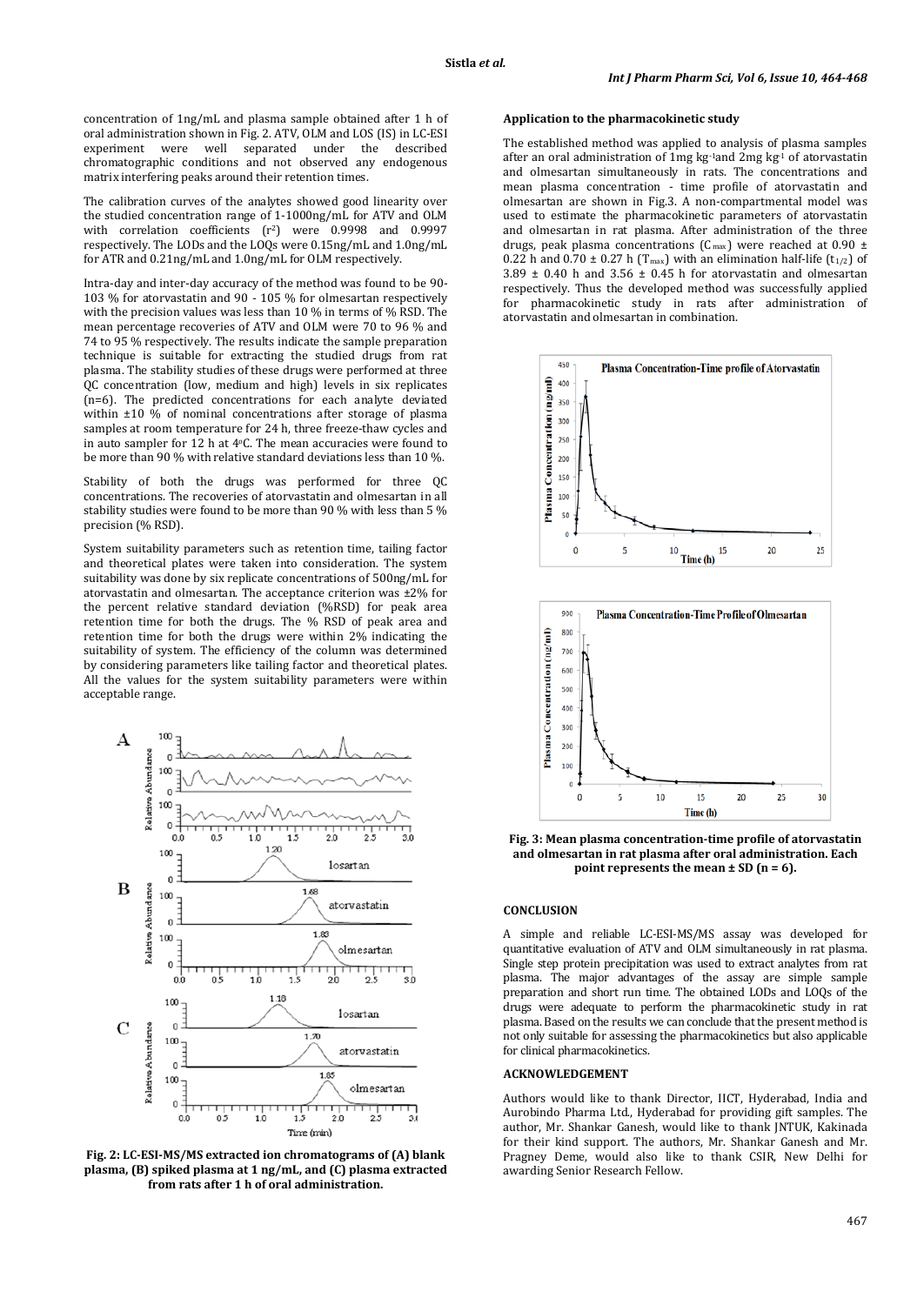concentration of 1ng/mL and plasma sample obtained after 1 h of oral administration shown in Fig. 2. ATV, OLM and LOS (IS) in LC-ESI experiment were well separated under the described chromatographic conditions and not observed any endogenous matrix interfering peaks around their retention times.

The calibration curves of the analytes showed good linearity over the studied concentration range of 1-1000ng/mL for ATV and OLM with correlation coefficients ($r^2$) were 0.9998 and 0.9997 respectively. The LODs and the LOQs were 0.15ng/mL and 1.0ng/mL for ATR and 0.21ng/mL and 1.0ng/mL for OLM respectively.

Intra-day and inter-day accuracy of the method was found to be 90-103 % for atorvastatin and 90 - 105 % for olmesartan respectively with the precision values was less than 10 % in terms of % RSD. The mean percentage recoveries of ATV and OLM were 70 to 96 % and 74 to 95 % respectively. The results indicate the sample preparation technique is suitable for extracting the studied drugs from rat plasma. The stability studies of these drugs were performed at three QC concentration (low, medium and high) levels in six replicates (n=6). The predicted concentrations for each analyte deviated within ±10 % of nominal concentrations after storage of plasma samples at room temperature for 24 h, three freeze-thaw cycles and in auto sampler for 12 h at 4°C. The mean accuracies were found to be more than 90 % with relative standard deviations less than 10 %.

Stability of both the drugs was performed for three QC concentrations. The recoveries of atorvastatin and olmesartan in all stability studies were found to be more than 90 % with less than 5 % precision (% RSD).

System suitability parameters such as retention time, tailing factor and theoretical plates were taken into consideration. The system suitability was done by six replicate concentrations of 500ng/mL for atorvastatin and olmesartan. The acceptance criterion was ±2% for the percent relative standard deviation (%RSD) for peak area retention time for both the drugs. The % RSD of peak area and retention time for both the drugs were within 2% indicating the suitability of system. The efficiency of the column was determined by considering parameters like tailing factor and theoretical plates. All the values for the system suitability parameters were within acceptable range.

**Fig. 2: LC-ESI-MS/MS extracted ion chromatograms of (A) blank plasma, (B) spiked plasma at 1 ng/mL, and (C) plasma extracted from rats after 1 h of oral administration.**

## Application to the pharmacokinetic study

The established method was applied to analysis of plasma samples after an oral administration of 1mg kg$^{-1}$and 2mg kg$^{-1}$ of atorvastatin and olmesartan simultaneously in rats. The concentrations and mean plasma concentration - time profile of atorvastatin and olmesartan are shown in Fig.3. A non-compartmental model was used to estimate the pharmacokinetic parameters of atorvastatin and olmesartan in rat plasma. After administration of the three drugs, peak plasma concentrations ($C_{max}$) were reached at 0.90 ± 0.22 h and 0.70 ± 0.27 h ($T_{max}$) with an elimination half-life ($t_{1/2}$) of 3.89 ± 0.40 h and 3.56 ± 0.45 h for atorvastatin and olmesartan respectively. Thus the developed method was successfully applied for pharmacokinetic study in rats after administration of atorvastatin and olmesartan in combination.

**Fig. 3: Mean plasma concentration-time profile of atorvastatin and olmesartan in rat plasma after oral administration. Each point represents the mean ± SD (n = 6).**

## CONCLUSION

A simple and reliable LC-ESI-MS/MS assay was developed for quantitative evaluation of ATV and OLM simultaneously in rat plasma. Single step protein precipitation was used to extract analytes from rat plasma. The major advantages of the assay are simple sample preparation and short run time. The obtained LODs and LOQs of the drugs were adequate to perform the pharmacokinetic study in rat plasma. Based on the results we can conclude that the present method is not only suitable for assessing the pharmacokinetics but also applicable for clinical pharmacokinetics.

## ACKNOWLEDGEMENT

Authors would like to thank Director, IICT, Hyderabad, India and Aurobindo Pharma Ltd., Hyderabad for providing gift samples. The author, Mr. Shankar Ganesh, would like to thank JNTUK, Kakinada for their kind support. The authors, Mr. Shankar Ganesh and Mr. Pragney Deme, would also like to thank CSIR, New Delhi for awarding Senior Research Fellow.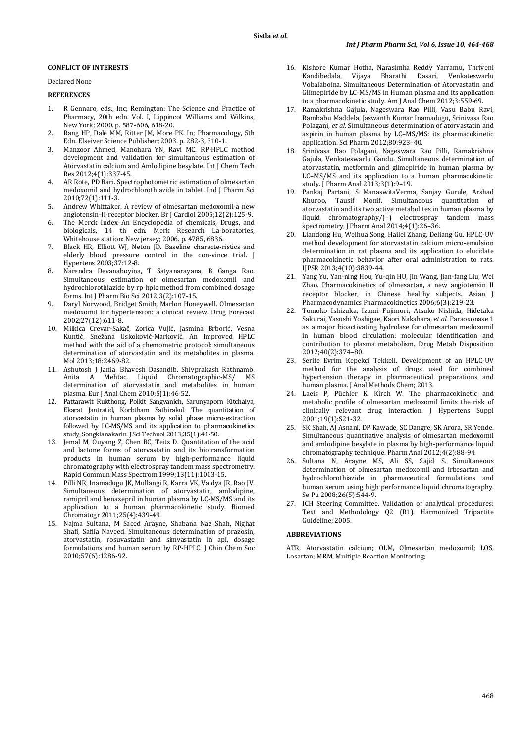## CONFLICT OF INTERESTS

Declared None

## REFERENCES

1. R Gennaro, eds., Inc; Remington: The Science and Practice of Pharmacy, 20th edn. Vol. I, Lippincot Williams and Wilkins, New York; 2000. p. 587-606, 618-20.
2. Rang HP, Dale MM, Ritter JM, More PK. In; Pharmacology, 5th Edn. Elseiver Science Publisher; 2003. p. 282-3, 310-1.
3. Manzoor Ahmed, Manohara YN, Ravi MC. RP-HPLC method development and validation for simultaneous estimation of Atorvastatin calcium and Amlodipine besylate. Int J Chem Tech Res 2012;4(1):337-45.
4. AR Rote, PD Bari. Spectrophotometric estimation of olmesartan medoxomil and hydrochlorothiazide in tablet. Ind J Pharm Sci 2010;72(1):111-3.
5. Andrew Whittaker. A review of olmesartan medoxomil-a new angiotensin-II-receptor blocker. Br J Cardiol 2005;12(2):125-9.
6. The Merck Index–An Encyclopedia of chemicals, Drugs, and biologicals, 14 th edn. Merck Research La-boratories, Whitehouse station: New jersey; 2006. p. 4785, 6836.
7. Black HR, Elliott WJ, Neton JD. Baseline characte-ristics and elderly blood pressure control in the con-vince trial. J Hypertens 2003;37:12-8.
8. Narendra Devanaboyina, T Satyanarayana, B Ganga Rao. Simultaneous estimation of olmesartan medoxomil and hydrochlorothiazide by rp-hplc method from combined dosage forms. Int J Pharm Bio Sci 2012;3(2):107-15.
9. Daryl Norwood, Bridget Smith, Marlon Honeywell. Olmesartan medoxomil for hypertension: a clinical review. Drug Forecast 2002;27(12):611-8.
10. Milkica Crevar-Sakač, Zorica Vujić, Jasmina Brborić, Vesna Kuntić, Snežana Uskoković-Marković. An Improved HPLC method with the aid of a chemometric protocol: simultaneous determination of atorvastatin and its metabolites in plasma. Mol 2013;18:2469-82.
11. Ashutosh J Jania, Bhavesh Dasandib, Shivprakash Rathnamb, Anita A Mehtac. Liquid Chromatographic-MS/ MS determination of atorvastatin and metabolites in human plasma. Eur J Anal Chem 2010;5(1):46-52.
12. Pattarawit Rukthong, Polkit Sangvanich, Sarunyaporn Kitchaiya, Ekarat Jantratid, Korbtham Sathirakul. The quantitation of atorvastatin in human plasma by solid phase micro-extraction followed by LC-MS/MS and its application to pharmacokinetics study, Songklanakarin. J Sci Technol 2013;35(1):41-50.
13. Jemal M, Ouyang Z, Chen BC, Teitz D. Quantitation of the acid and lactone forms of atorvastatin and its biotransformation products in human serum by high-performance liquid chromatography with electrospray tandem mass spectrometry. Rapid Commun Mass Spectrom 1999;13(11):1003-15.
14. Pilli NR, Inamadugu JK, Mullangi R, Karra VK, Vaidya JR, Rao JV. Simultaneous determination of atorvastatin, amlodipine, ramipril and benazepril in human plasma by LC-MS/MS and its application to a human pharmacokinetic study. Biomed Chromatogr 2011;25(4):439-49.
15. Najma Sultana, M Saeed Arayne, Shabana Naz Shah, Nighat Shafi, Safila Naveed. Simultaneous determination of prazosin, atorvastatin, rosuvastatin and simvastatin in api, dosage formulations and human serum by RP-HPLC. J Chin Chem Soc 2010;57(6):1286-92.
16. Kishore Kumar Hotha, Narasimha Reddy Yarramu, Thriveni Kandibedala, Vijaya Bharathi Dasari, Venkateswarlu Vobalaboina. Simultaneous Determination of Atorvastatin and Glimepiride by LC-MS/MS in Human plasma and its application to a pharmacokinetic study. Am J Anal Chem 2012;3:559-69.
17. Ramakrishna Gajula, Nageswara Rao Pilli, Vasu Babu Ravi, Rambabu Maddela, Jaswanth Kumar Inamadugu, Srinivasa Rao Polagani, *et al*. Simultaneous determination of atorvastatin and aspirin in human plasma by LC–MS/MS: its pharmacokinetic application. Sci Pharm 2012;80:923–40.
18. Srinivasa Rao Polagani, Nageswara Rao Pilli, Ramakrishna Gajula, Venkateswarlu Gandu. Simultaneous determination of atorvastatin, metformin and glimepiride in human plasma by LC–MS/MS and its application to a human pharmacokinetic study. J Pharm Anal 2013;3(1):9–19.
19. Pankaj Partani, S ManaswitaVerma, Sanjay Gurule, Arshad Khuroo, Tausif Monif. Simultaneous quantitation of atorvastatin and its two active metabolites in human plasma by liquid chromatography/(–) electrospray tandem mass spectrometry, J Pharm Anal 2014;4(1):26–36.
20. Liandong Hu, Weihua Song, Hailei Zhang, Deliang Gu. HPLC-UV method development for atorvastatin calcium micro-emulsion determination in rat plasma and its application to elucidate pharmacokinetic behavior after oral administration to rats. IJPSR 2013;4(10):3839-44.
21. Yang Yu, Yan-ning Hou, Yu-qin HU, Jin Wang, Jian-fang Liu, Wei Zhao. Pharmacokinetics of olmesartan, a new angiotensin II receptor blocker, in Chinese healthy subjects. Asian J Pharmacodynamics Pharmacokinetics 2006;6(3):219-23.
22. Tomoko Ishizuka, Izumi Fujimori, Atsuko Nishida, Hidetaka Sakurai, Yasushi Yoshigae, Kaori Nakahara, *et al*. Paraoxonase 1 as a major bioactivating hydrolase for olmesartan medoxomil in human blood circulation: molecular identification and contribution to plasma metabolism. Drug Metab Disposition 2012;40(2):374–80.
23. Serife Evrim Kepekci Tekkeli. Development of an HPLC-UV method for the analysis of drugs used for combined hypertension therapy in pharmaceutical preparations and human plasma. J Anal Methods Chem; 2013.
24. Laeis P, Püchler K, Kirch W. The pharmacokinetic and metabolic profile of olmesartan medoxomil limits the risk of clinically relevant drug interaction. J Hypertens Suppl 2001;19(1):S21-32.
25. SK Shah, AJ Asnani, DP Kawade, SC Dangre, SK Arora, SR Yende. Simultaneous quantitative analysis of olmesartan medoxomil and amlodipine besylate in plasma by high-performance liquid chromatography technique. Pharm Anal 2012;4(2):88-94.
26. Sultana N, Arayne MS, Ali SS, Sajid S. Simultaneous determination of olmesartan medoxomil and irbesartan and hydrochlorothiazide in pharmaceutical formulations and human serum using high performance liquid chromatography. Se Pu 2008;26(5):544-9.
27. ICH Steering Committee. Validation of analytical procedures: Text and Methodology Q2 (R1). Harmonized Tripartite Guideline; 2005.

## ABBREVIATIONS

ATR, Atorvastatin calcium; OLM, Olmesartan medoxomil; LOS, Losartan; MRM, Multiple Reaction Monitoring;